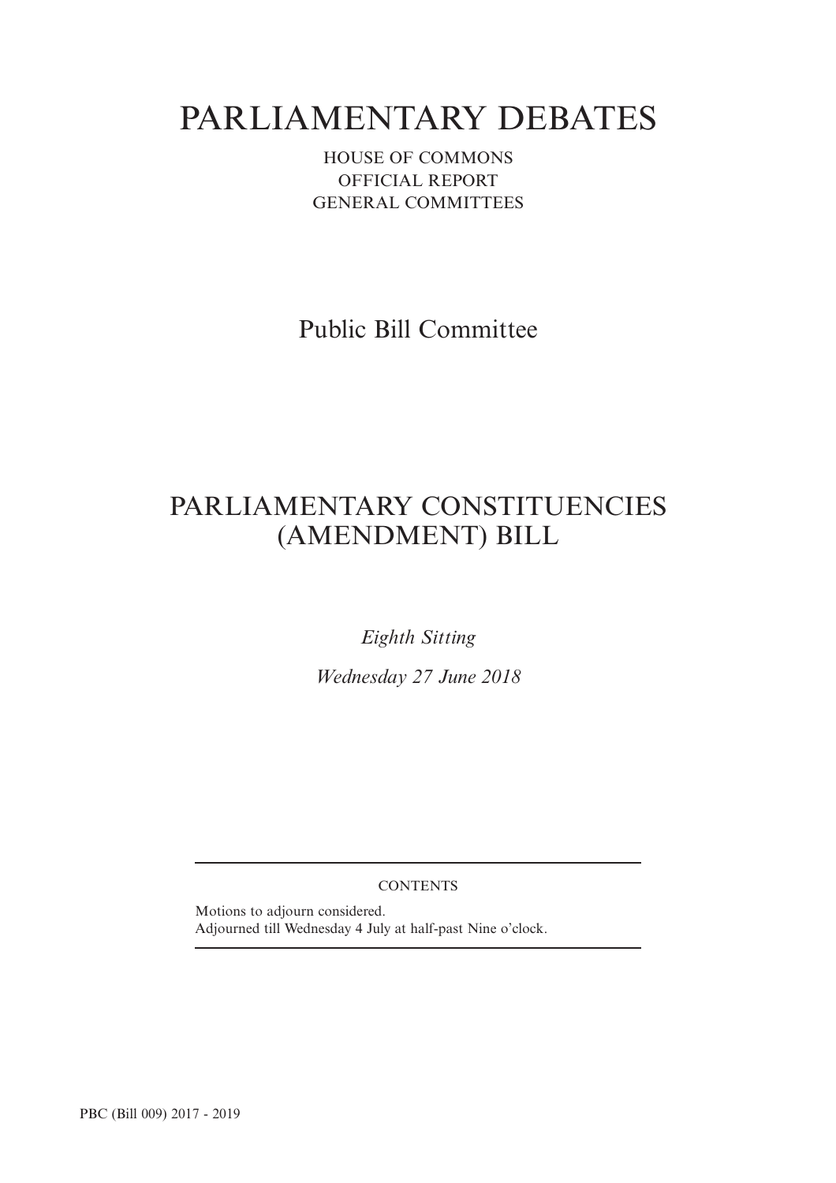# PARLIAMENTARY DEBATES

HOUSE OF COMMONS
OFFICIAL REPORT
GENERAL COMMITTEES

## Public Bill Committee

## PARLIAMENTARY CONSTITUENCIES (AMENDMENT) BILL

*Eighth Sitting*

*Wednesday 27 June 2018*

CONTENTS

Motions to adjourn considered.
Adjourned till Wednesday 4 July at half-past Nine o'clock.

PBC (Bill 009) 2017 - 2019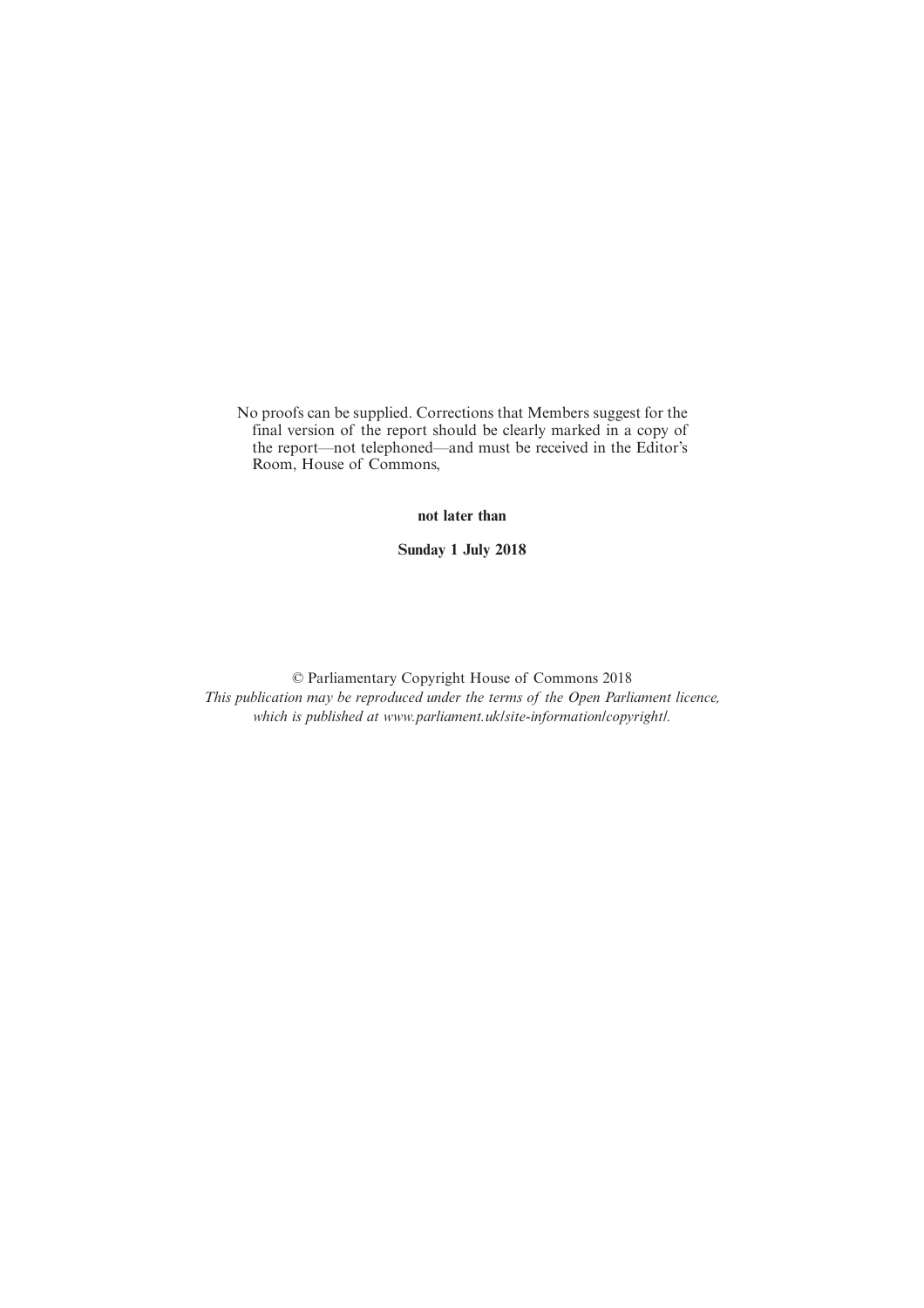No proofs can be supplied. Corrections that Members suggest for the final version of the report should be clearly marked in a copy of the report—not telephoned—and must be received in the Editor's Room, House of Commons,

**not later than**

**Sunday 1 July 2018**

© Parliamentary Copyright House of Commons 2018

*This publication may be reproduced under the terms of the Open Parliament licence, which is published at www.parliament.uk/site-information/copyright/.*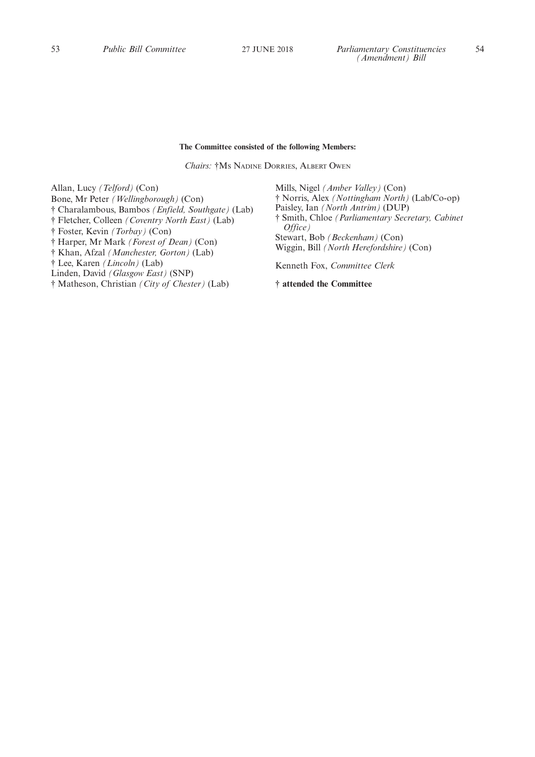**The Committee consisted of the following Members:**

*Chairs:* †Ms Nadine Dorries, Albert Owen

Allan, Lucy *(Telford)* (Con)
Bone, Mr Peter *(Wellingborough)* (Con)
† Charalambous, Bambos *(Enfield, Southgate)* (Lab)
† Fletcher, Colleen *(Coventry North East)* (Lab)
† Foster, Kevin *(Torbay)* (Con)
† Harper, Mr Mark *(Forest of Dean)* (Con)
† Khan, Afzal *(Manchester, Gorton)* (Lab)
† Lee, Karen *(Lincoln)* (Lab)
Linden, David *(Glasgow East)* (SNP)
† Matheson, Christian *(City of Chester)* (Lab)
Mills, Nigel *(Amber Valley)* (Con)
† Norris, Alex *(Nottingham North)* (Lab/Co-op)
Paisley, Ian *(North Antrim)* (DUP)
† Smith, Chloe *(Parliamentary Secretary, Cabinet Office)*
Stewart, Bob *(Beckenham)* (Con)
Wiggin, Bill *(North Herefordshire)* (Con)

Kenneth Fox, *Committee Clerk*

**† attended the Committee**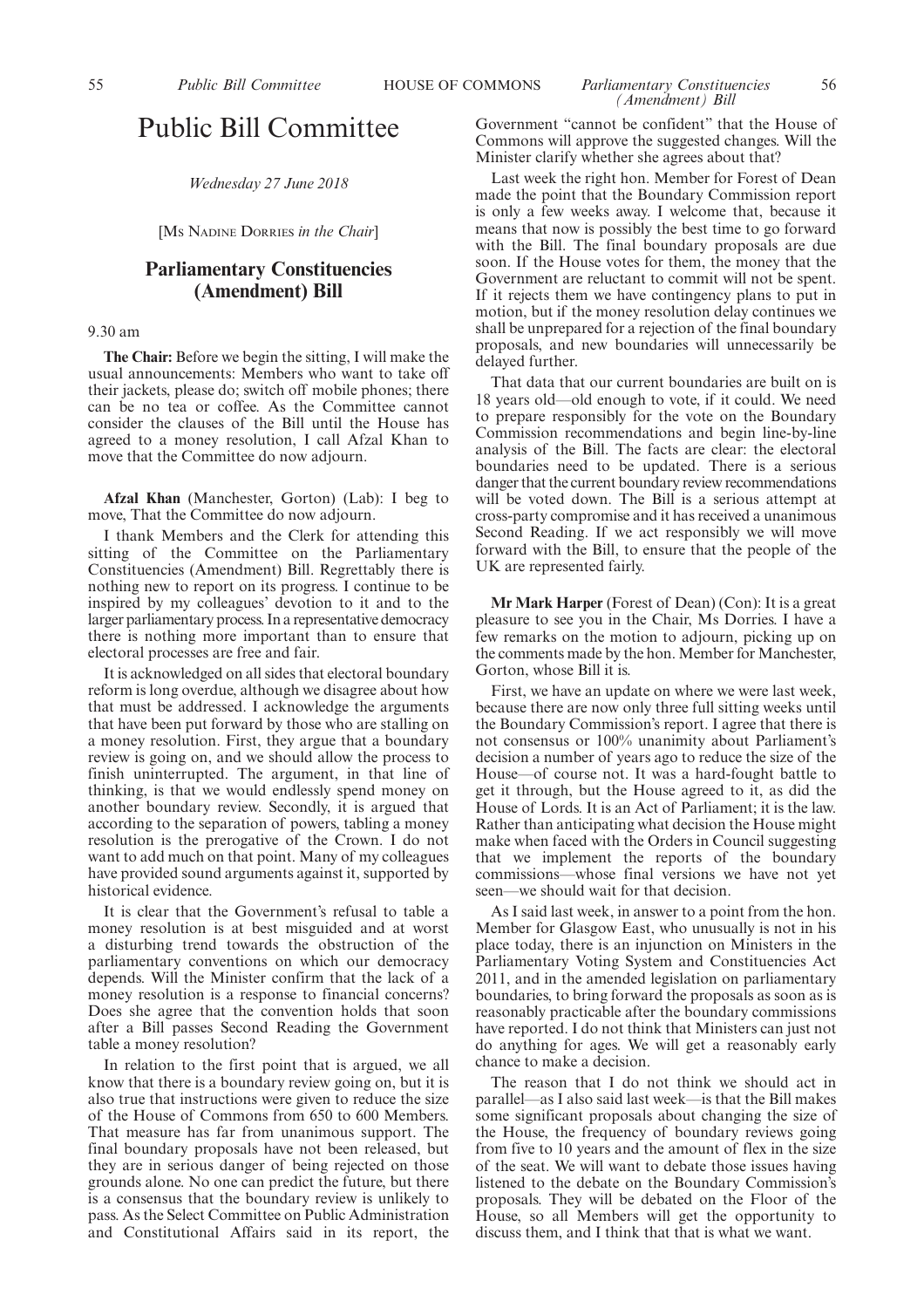# Public Bill Committee

*Wednesday 27 June 2018*

[Ms Nadine Dorries *in the Chair*]

## Parliamentary Constituencies (Amendment) Bill

9.30 am

**The Chair:** Before we begin the sitting, I will make the usual announcements: Members who want to take off their jackets, please do; switch off mobile phones; there can be no tea or coffee. As the Committee cannot consider the clauses of the Bill until the House has agreed to a money resolution, I call Afzal Khan to move that the Committee do now adjourn.

**Afzal Khan** (Manchester, Gorton) (Lab): I beg to move, That the Committee do now adjourn.

I thank Members and the Clerk for attending this sitting of the Committee on the Parliamentary Constituencies (Amendment) Bill. Regrettably there is nothing new to report on its progress. I continue to be inspired by my colleagues' devotion to it and to the larger parliamentary process. In a representative democracy there is nothing more important than to ensure that electoral processes are free and fair.

It is acknowledged on all sides that electoral boundary reform is long overdue, although we disagree about how that must be addressed. I acknowledge the arguments that have been put forward by those who are stalling on a money resolution. First, they argue that a boundary review is going on, and we should allow the process to finish uninterrupted. The argument, in that line of thinking, is that we would endlessly spend money on another boundary review. Secondly, it is argued that according to the separation of powers, tabling a money resolution is the prerogative of the Crown. I do not want to add much on that point. Many of my colleagues have provided sound arguments against it, supported by historical evidence.

It is clear that the Government's refusal to table a money resolution is at best misguided and at worst a disturbing trend towards the obstruction of the parliamentary conventions on which our democracy depends. Will the Minister confirm that the lack of a money resolution is a response to financial concerns? Does she agree that the convention holds that soon after a Bill passes Second Reading the Government table a money resolution?

In relation to the first point that is argued, we all know that there is a boundary review going on, but it is also true that instructions were given to reduce the size of the House of Commons from 650 to 600 Members. That measure has far from unanimous support. The final boundary proposals have not been released, but they are in serious danger of being rejected on those grounds alone. No one can predict the future, but there is a consensus that the boundary review is unlikely to pass. As the Select Committee on Public Administration and Constitutional Affairs said in its report, the Government "cannot be confident" that the House of Commons will approve the suggested changes. Will the Minister clarify whether she agrees about that?

Last week the right hon. Member for Forest of Dean made the point that the Boundary Commission report is only a few weeks away. I welcome that, because it means that now is possibly the best time to go forward with the Bill. The final boundary proposals are due soon. If the House votes for them, the money that the Government are reluctant to commit will not be spent. If it rejects them we have contingency plans to put in motion, but if the money resolution delay continues we shall be unprepared for a rejection of the final boundary proposals, and new boundaries will unnecessarily be delayed further.

That data that our current boundaries are built on is 18 years old—old enough to vote, if it could. We need to prepare responsibly for the vote on the Boundary Commission recommendations and begin line-by-line analysis of the Bill. The facts are clear: the electoral boundaries need to be updated. There is a serious danger that the current boundary review recommendations will be voted down. The Bill is a serious attempt at cross-party compromise and it has received a unanimous Second Reading. If we act responsibly we will move forward with the Bill, to ensure that the people of the UK are represented fairly.

**Mr Mark Harper** (Forest of Dean) (Con): It is a great pleasure to see you in the Chair, Ms Dorries. I have a few remarks on the motion to adjourn, picking up on the comments made by the hon. Member for Manchester, Gorton, whose Bill it is.

First, we have an update on where we were last week, because there are now only three full sitting weeks until the Boundary Commission's report. I agree that there is not consensus or 100% unanimity about Parliament's decision a number of years ago to reduce the size of the House—of course not. It was a hard-fought battle to get it through, but the House agreed to it, as did the House of Lords. It is an Act of Parliament; it is the law. Rather than anticipating what decision the House might make when faced with the Orders in Council suggesting that we implement the reports of the boundary commissions—whose final versions we have not yet seen—we should wait for that decision.

As I said last week, in answer to a point from the hon. Member for Glasgow East, who unusually is not in his place today, there is an injunction on Ministers in the Parliamentary Voting System and Constituencies Act 2011, and in the amended legislation on parliamentary boundaries, to bring forward the proposals as soon as is reasonably practicable after the boundary commissions have reported. I do not think that Ministers can just not do anything for ages. We will get a reasonably early chance to make a decision.

The reason that I do not think we should act in parallel—as I also said last week—is that the Bill makes some significant proposals about changing the size of the House, the frequency of boundary reviews going from five to 10 years and the amount of flex in the size of the seat. We will want to debate those issues having listened to the debate on the Boundary Commission's proposals. They will be debated on the Floor of the House, so all Members will get the opportunity to discuss them, and I think that that is what we want.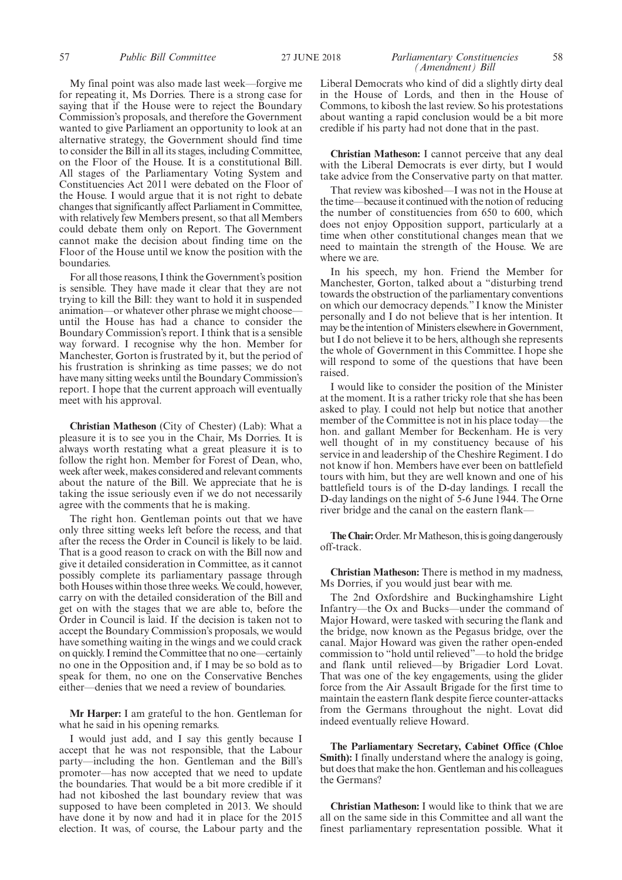My final point was also made last week—forgive me for repeating it, Ms Dorries. There is a strong case for saying that if the House were to reject the Boundary Commission's proposals, and therefore the Government wanted to give Parliament an opportunity to look at an alternative strategy, the Government should find time to consider the Bill in all its stages, including Committee, on the Floor of the House. It is a constitutional Bill. All stages of the Parliamentary Voting System and Constituencies Act 2011 were debated on the Floor of the House. I would argue that it is not right to debate changes that significantly affect Parliament in Committee, with relatively few Members present, so that all Members could debate them only on Report. The Government cannot make the decision about finding time on the Floor of the House until we know the position with the boundaries.

For all those reasons, I think the Government's position is sensible. They have made it clear that they are not trying to kill the Bill: they want to hold it in suspended animation—or whatever other phrase we might choose—until the House has had a chance to consider the Boundary Commission's report. I think that is a sensible way forward. I recognise why the hon. Member for Manchester, Gorton is frustrated by it, but the period of his frustration is shrinking as time passes; we do not have many sitting weeks until the Boundary Commission's report. I hope that the current approach will eventually meet with his approval.

**Christian Matheson** (City of Chester) (Lab): What a pleasure it is to see you in the Chair, Ms Dorries. It is always worth restating what a great pleasure it is to follow the right hon. Member for Forest of Dean, who, week after week, makes considered and relevant comments about the nature of the Bill. We appreciate that he is taking the issue seriously even if we do not necessarily agree with the comments that he is making.

The right hon. Gentleman points out that we have only three sitting weeks left before the recess, and that after the recess the Order in Council is likely to be laid. That is a good reason to crack on with the Bill now and give it detailed consideration in Committee, as it cannot possibly complete its parliamentary passage through both Houses within those three weeks. We could, however, carry on with the detailed consideration of the Bill and get on with the stages that we are able to, before the Order in Council is laid. If the decision is taken not to accept the Boundary Commission's proposals, we would have something waiting in the wings and we could crack on quickly. I remind the Committee that no one—certainly no one in the Opposition and, if I may be so bold as to speak for them, no one on the Conservative Benches either—denies that we need a review of boundaries.

**Mr Harper:** I am grateful to the hon. Gentleman for what he said in his opening remarks.

I would just add, and I say this gently because I accept that he was not responsible, that the Labour party—including the hon. Gentleman and the Bill's promoter—has now accepted that we need to update the boundaries. That would be a bit more credible if it had not kiboshed the last boundary review that was supposed to have been completed in 2013. We should have done it by now and had it in place for the 2015 election. It was, of course, the Labour party and the Liberal Democrats who kind of did a slightly dirty deal in the House of Lords, and then in the House of Commons, to kibosh the last review. So his protestations about wanting a rapid conclusion would be a bit more credible if his party had not done that in the past.

**Christian Matheson:** I cannot perceive that any deal with the Liberal Democrats is ever dirty, but I would take advice from the Conservative party on that matter.

That review was kiboshed—I was not in the House at the time—because it continued with the notion of reducing the number of constituencies from 650 to 600, which does not enjoy Opposition support, particularly at a time when other constitutional changes mean that we need to maintain the strength of the House. We are where we are.

In his speech, my hon. Friend the Member for Manchester, Gorton, talked about a "disturbing trend towards the obstruction of the parliamentary conventions on which our democracy depends." I know the Minister personally and I do not believe that is her intention. It may be the intention of Ministers elsewhere in Government, but I do not believe it to be hers, although she represents the whole of Government in this Committee. I hope she will respond to some of the questions that have been raised.

I would like to consider the position of the Minister at the moment. It is a rather tricky role that she has been asked to play. I could not help but notice that another member of the Committee is not in his place today—the hon. and gallant Member for Beckenham. He is very well thought of in my constituency because of his service in and leadership of the Cheshire Regiment. I do not know if hon. Members have ever been on battlefield tours with him, but they are well known and one of his battlefield tours is of the D-day landings. I recall the D-day landings on the night of 5-6 June 1944. The Orne river bridge and the canal on the eastern flank—

**The Chair:** Order. Mr Matheson, this is going dangerously off-track.

**Christian Matheson:** There is method in my madness, Ms Dorries, if you would just bear with me.

The 2nd Oxfordshire and Buckinghamshire Light Infantry—the Ox and Bucks—under the command of Major Howard, were tasked with securing the flank and the bridge, now known as the Pegasus bridge, over the canal. Major Howard was given the rather open-ended commission to "hold until relieved"—to hold the bridge and flank until relieved—by Brigadier Lord Lovat. That was one of the key engagements, using the glider force from the Air Assault Brigade for the first time to maintain the eastern flank despite fierce counter-attacks from the Germans throughout the night. Lovat did indeed eventually relieve Howard.

**The Parliamentary Secretary, Cabinet Office (Chloe Smith):** I finally understand where the analogy is going, but does that make the hon. Gentleman and his colleagues the Germans?

**Christian Matheson:** I would like to think that we are all on the same side in this Committee and all want the finest parliamentary representation possible. What it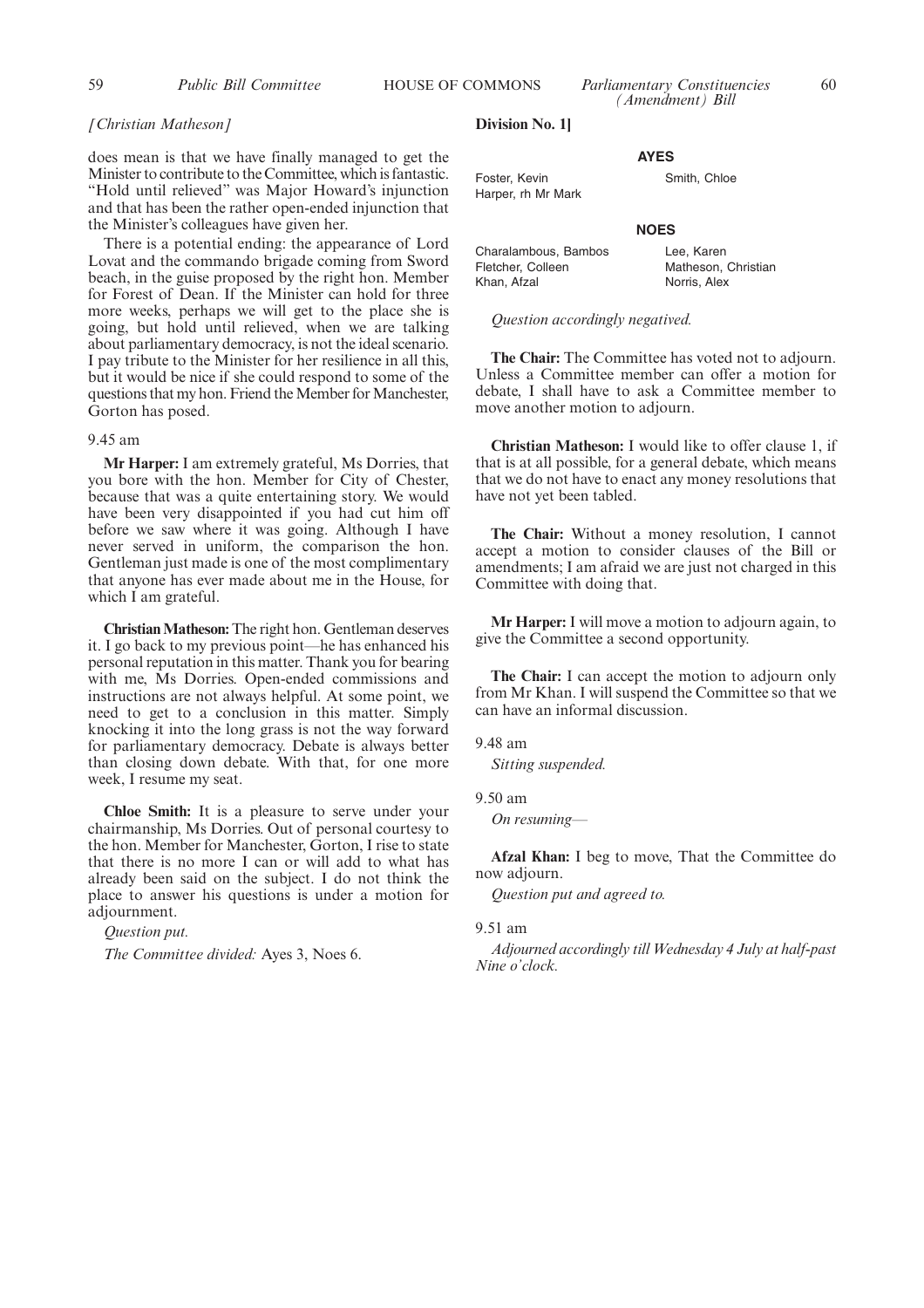*[Christian Matheson]*

does mean is that we have finally managed to get the Minister to contribute to the Committee, which is fantastic. "Hold until relieved" was Major Howard's injunction and that has been the rather open-ended injunction that the Minister's colleagues have given her.

There is a potential ending: the appearance of Lord Lovat and the commando brigade coming from Sword beach, in the guise proposed by the right hon. Member for Forest of Dean. If the Minister can hold for three more weeks, perhaps we will get to the place she is going, but hold until relieved, when we are talking about parliamentary democracy, is not the ideal scenario. I pay tribute to the Minister for her resilience in all this, but it would be nice if she could respond to some of the questions that my hon. Friend the Member for Manchester, Gorton has posed.

9.45 am

**Mr Harper:** I am extremely grateful, Ms Dorries, that you bore with the hon. Member for City of Chester, because that was a quite entertaining story. We would have been very disappointed if you had cut him off before we saw where it was going. Although I have never served in uniform, the comparison the hon. Gentleman just made is one of the most complimentary that anyone has ever made about me in the House, for which I am grateful.

**Christian Matheson:** The right hon. Gentleman deserves it. I go back to my previous point—he has enhanced his personal reputation in this matter. Thank you for bearing with me, Ms Dorries. Open-ended commissions and instructions are not always helpful. At some point, we need to get to a conclusion in this matter. Simply knocking it into the long grass is not the way forward for parliamentary democracy. Debate is always better than closing down debate. With that, for one more week, I resume my seat.

**Chloe Smith:** It is a pleasure to serve under your chairmanship, Ms Dorries. Out of personal courtesy to the hon. Member for Manchester, Gorton, I rise to state that there is no more I can or will add to what has already been said on the subject. I do not think the place to answer his questions is under a motion for adjournment.

*Question put.*

*The Committee divided:* Ayes 3, Noes 6.

**Division No. 1]**

**AYES**

Foster, Kevin
Harper, rh Mr Mark
Smith, Chloe

**NOES**

Charalambous, Bambos
Fletcher, Colleen
Khan, Afzal
Lee, Karen
Matheson, Christian
Norris, Alex

*Question accordingly negatived.*

**The Chair:** The Committee has voted not to adjourn. Unless a Committee member can offer a motion for debate, I shall have to ask a Committee member to move another motion to adjourn.

**Christian Matheson:** I would like to offer clause 1, if that is at all possible, for a general debate, which means that we do not have to enact any money resolutions that have not yet been tabled.

**The Chair:** Without a money resolution, I cannot accept a motion to consider clauses of the Bill or amendments; I am afraid we are just not charged in this Committee with doing that.

**Mr Harper:** I will move a motion to adjourn again, to give the Committee a second opportunity.

**The Chair:** I can accept the motion to adjourn only from Mr Khan. I will suspend the Committee so that we can have an informal discussion.

9.48 am

*Sitting suspended.*

9.50 am

*On resuming—*

**Afzal Khan:** I beg to move, That the Committee do now adjourn.

*Question put and agreed to.*

9.51 am

*Adjourned accordingly till Wednesday 4 July at half-past Nine o'clock.*